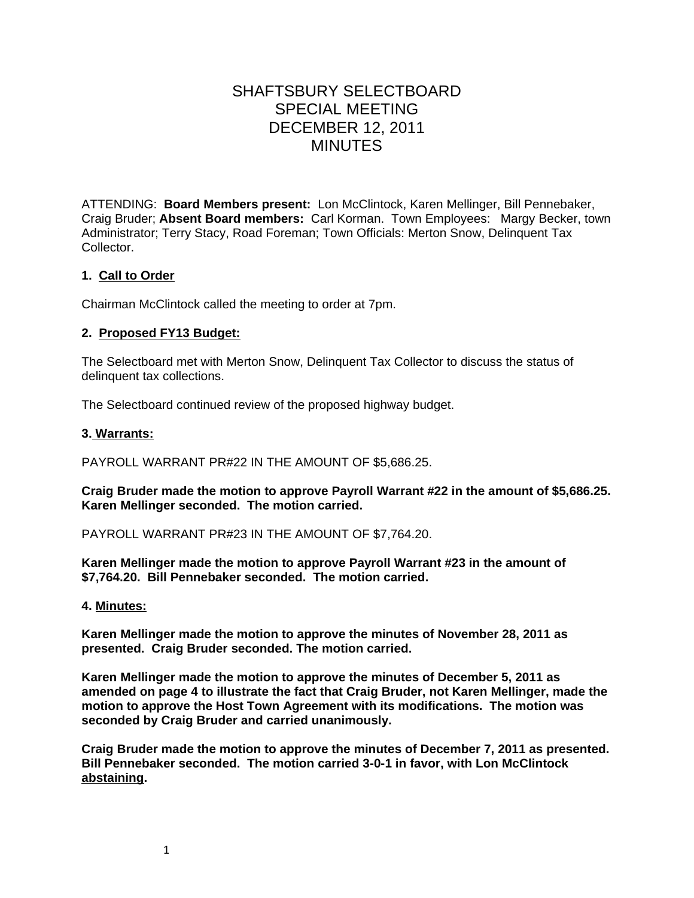# SHAFTSBURY SELECTBOARD
# SPECIAL MEETING
# DECEMBER 12, 2011
# MINUTES

ATTENDING: **Board Members present:** Lon McClintock, Karen Mellinger, Bill Pennebaker, Craig Bruder; **Absent Board members:** Carl Korman. Town Employees: Margy Becker, town Administrator; Terry Stacy, Road Foreman; Town Officials: Merton Snow, Delinquent Tax Collector.

### 1. Call to Order

Chairman McClintock called the meeting to order at 7pm.

### 2. Proposed FY13 Budget:

The Selectboard met with Merton Snow, Delinquent Tax Collector to discuss the status of delinquent tax collections.

The Selectboard continued review of the proposed highway budget.

### 3. Warrants:

PAYROLL WARRANT PR#22 IN THE AMOUNT OF $5,686.25.

**Craig Bruder made the motion to approve Payroll Warrant #22 in the amount of $5,686.25. Karen Mellinger seconded. The motion carried.**

PAYROLL WARRANT PR#23 IN THE AMOUNT OF $7,764.20.

**Karen Mellinger made the motion to approve Payroll Warrant #23 in the amount of $7,764.20. Bill Pennebaker seconded. The motion carried.**

### 4. Minutes:

**Karen Mellinger made the motion to approve the minutes of November 28, 2011 as presented. Craig Bruder seconded. The motion carried.**

**Karen Mellinger made the motion to approve the minutes of December 5, 2011 as amended on page 4 to illustrate the fact that Craig Bruder, not Karen Mellinger, made the motion to approve the Host Town Agreement with its modifications. The motion was seconded by Craig Bruder and carried unanimously.**

**Craig Bruder made the motion to approve the minutes of December 7, 2011 as presented. Bill Pennebaker seconded. The motion carried 3-0-1 in favor, with Lon McClintock abstaining.**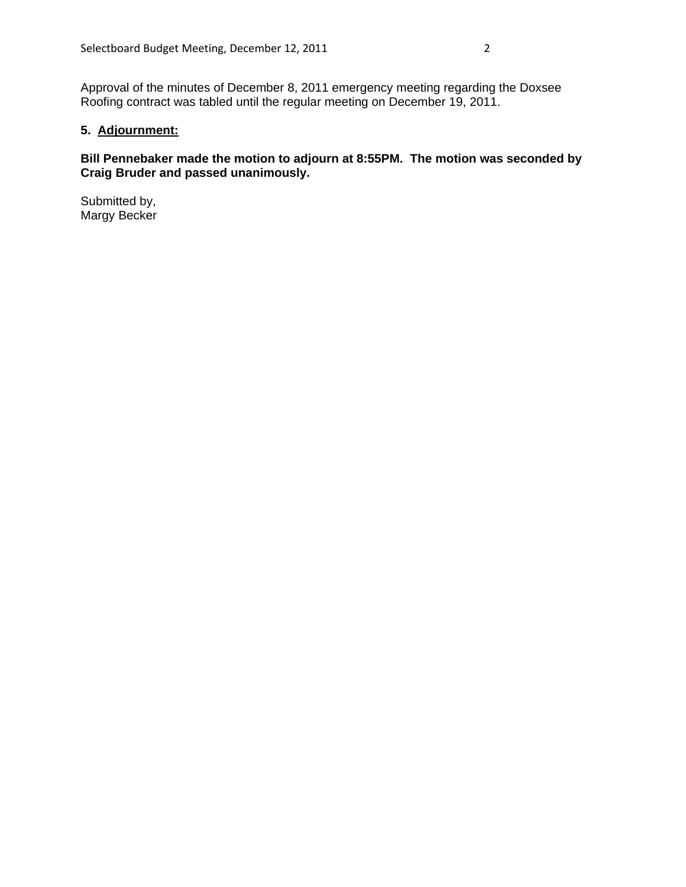Approval of the minutes of December 8, 2011 emergency meeting regarding the Doxsee Roofing contract was tabled until the regular meeting on December 19, 2011.

**5. Adjournment:**

**Bill Pennebaker made the motion to adjourn at 8:55PM. The motion was seconded by Craig Bruder and passed unanimously.**

Submitted by,
Margy Becker